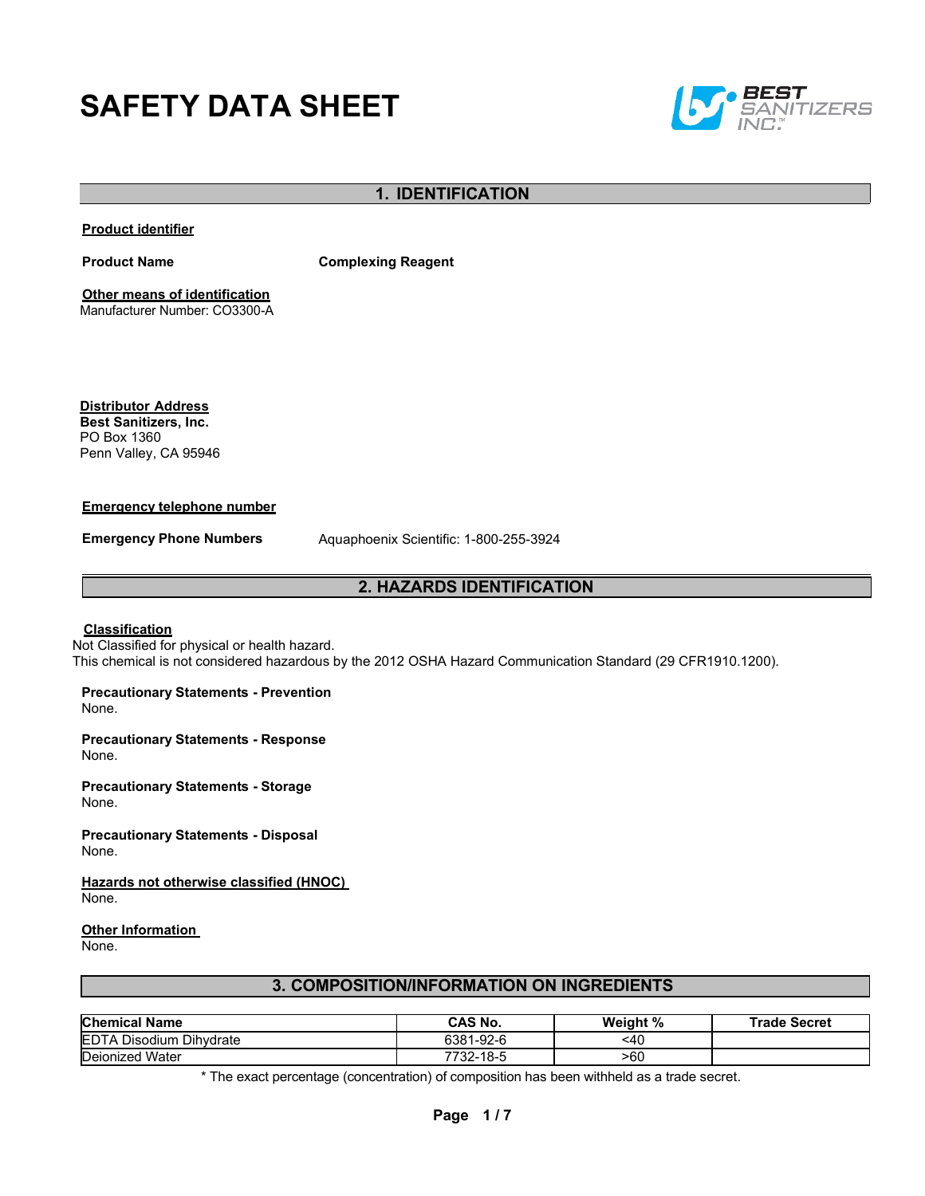# SAFETY DATA SHEET

BEST SANITIZERS INC.

## 1. IDENTIFICATION

**Product identifier**

**Product Name** **Complexing Reagent**

**Other means of identification**
Manufacturer Number: CO3300-A

**Distributor Address**
**Best Sanitizers, Inc.**
PO Box 1360
Penn Valley, CA 95946

**Emergency telephone number**

**Emergency Phone Numbers** Aquaphoenix Scientific: 1-800-255-3924

## 2. HAZARDS IDENTIFICATION

**Classification**
Not Classified for physical or health hazard.
This chemical is not considered hazardous by the 2012 OSHA Hazard Communication Standard (29 CFR1910.1200).

**Precautionary Statements - Prevention**
None.

**Precautionary Statements - Response**
None.

**Precautionary Statements - Storage**
None.

**Precautionary Statements - Disposal**
None.

**Hazards not otherwise classified (HNOC)**
None.

**Other Information**
None.

## 3. COMPOSITION/INFORMATION ON INGREDIENTS

| Chemical Name | CAS No. | Weight % | Trade Secret |
|---|---|---|---|
| EDTA Disodium Dihydrate | 6381-92-6 | <40 | |
| Deionized Water | 7732-18-5 | >60 | |

* The exact percentage (concentration) of composition has been withheld as a trade secret.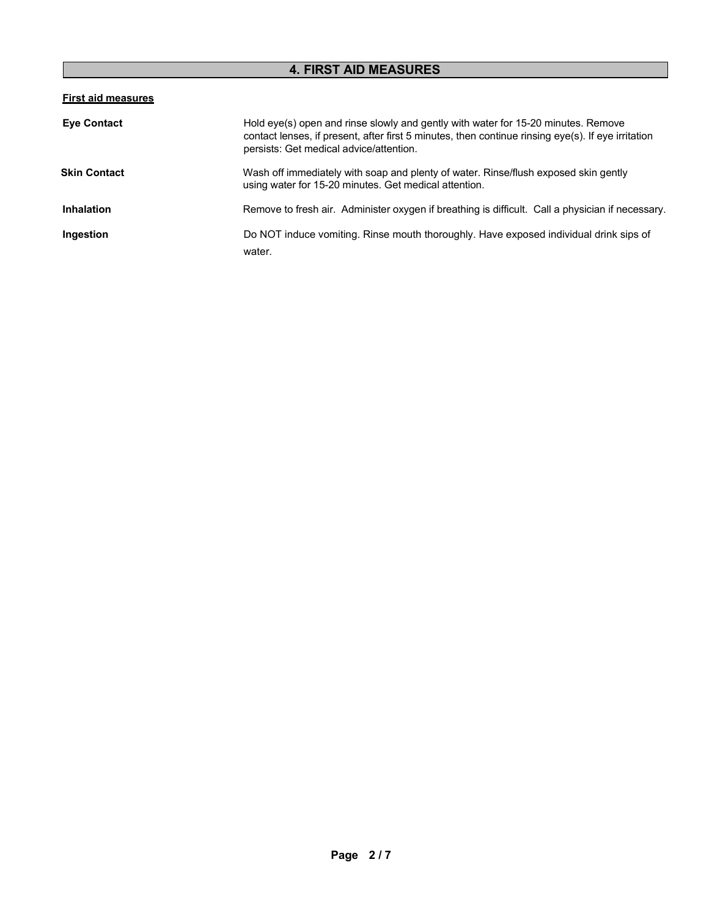## 4. FIRST AID MEASURES

**First aid measures**

**Eye Contact**

Hold eye(s) open and rinse slowly and gently with water for 15-20 minutes. Remove contact lenses, if present, after first 5 minutes, then continue rinsing eye(s). If eye irritation persists: Get medical advice/attention.

**Skin Contact**

Wash off immediately with soap and plenty of water. Rinse/flush exposed skin gently using water for 15-20 minutes. Get medical attention.

**Inhalation**

Remove to fresh air. Administer oxygen if breathing is difficult. Call a physician if necessary.

**Ingestion**

Do NOT induce vomiting. Rinse mouth thoroughly. Have exposed individual drink sips of water.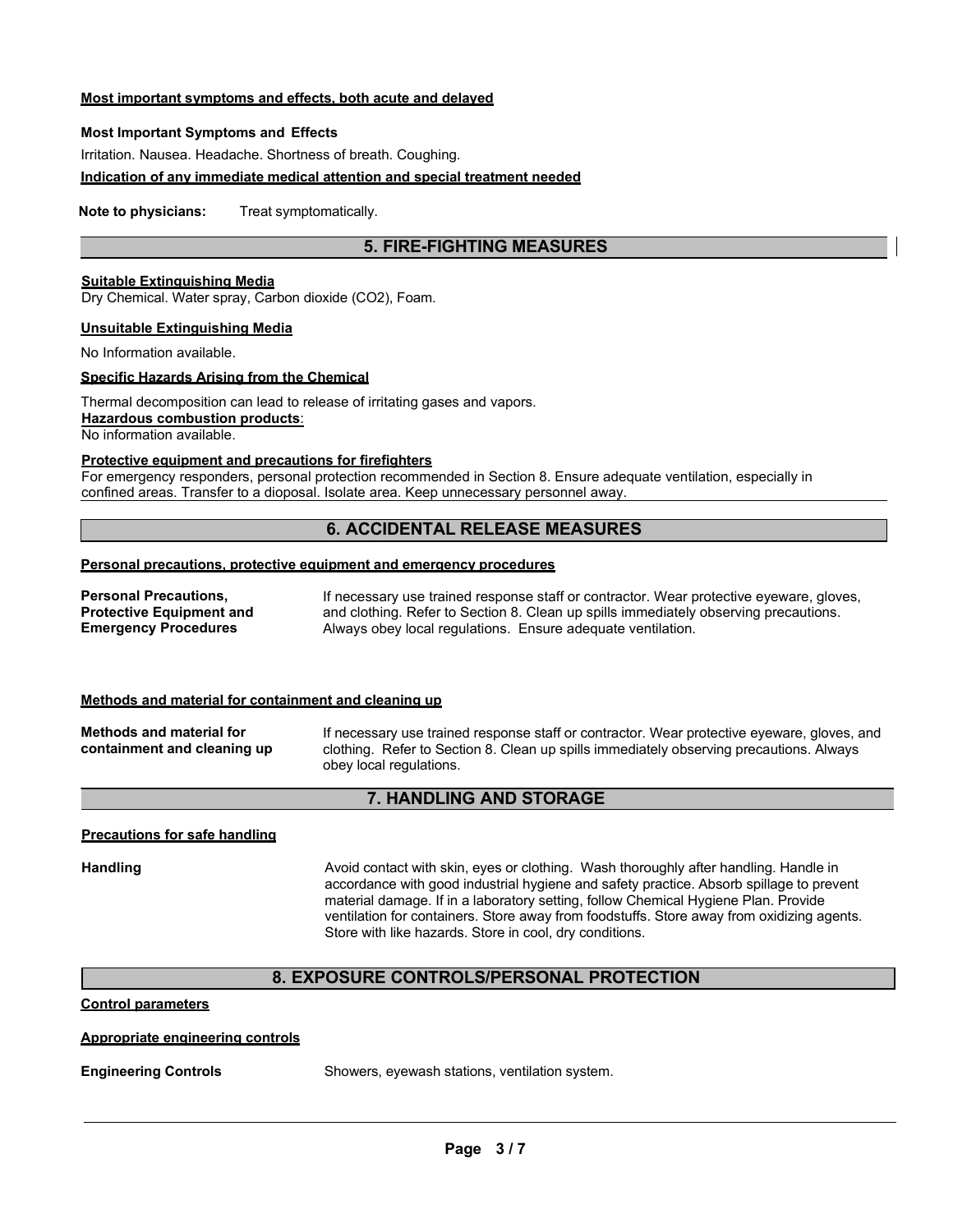**Most important symptoms and effects, both acute and delayed**

**Most Important Symptoms and Effects**

Irritation. Nausea. Headache. Shortness of breath. Coughing.

**Indication of any immediate medical attention and special treatment needed**

**Note to physicians:** Treat symptomatically.

## 5. FIRE-FIGHTING MEASURES

**Suitable Extinguishing Media**

Dry Chemical. Water spray, Carbon dioxide ($CO_2$), Foam.

**Unsuitable Extinguishing Media**

No Information available.

**Specific Hazards Arising from the Chemical**

Thermal decomposition can lead to release of irritating gases and vapors.

**Hazardous combustion products**:

No information available.

**Protective equipment and precautions for firefighters**

For emergency responders, personal protection recommended in Section 8. Ensure adequate ventilation, especially in confined areas. Transfer to a dioposal. Isolate area. Keep unnecessary personnel away.

## 6. ACCIDENTAL RELEASE MEASURES

**Personal precautions, protective equipment and emergency procedures**

**Personal Precautions, Protective Equipment and Emergency Procedures**

If necessary use trained response staff or contractor. Wear protective eyeware, gloves, and clothing. Refer to Section 8. Clean up spills immediately observing precautions. Always obey local regulations. Ensure adequate ventilation.

**Methods and material for containment and cleaning up**

**Methods and material for containment and cleaning up**

If necessary use trained response staff or contractor. Wear protective eyeware, gloves, and clothing. Refer to Section 8. Clean up spills immediately observing precautions. Always obey local regulations.

## 7. HANDLING AND STORAGE

**Precautions for safe handling**

**Handling**

Avoid contact with skin, eyes or clothing. Wash thoroughly after handling. Handle in accordance with good industrial hygiene and safety practice. Absorb spillage to prevent material damage. If in a laboratory setting, follow Chemical Hygiene Plan. Provide ventilation for containers. Store away from foodstuffs. Store away from oxidizing agents. Store with like hazards. Store in cool, dry conditions.

## 8. EXPOSURE CONTROLS/PERSONAL PROTECTION

**Control parameters**

**Appropriate engineering controls**

**Engineering Controls** Showers, eyewash stations, ventilation system.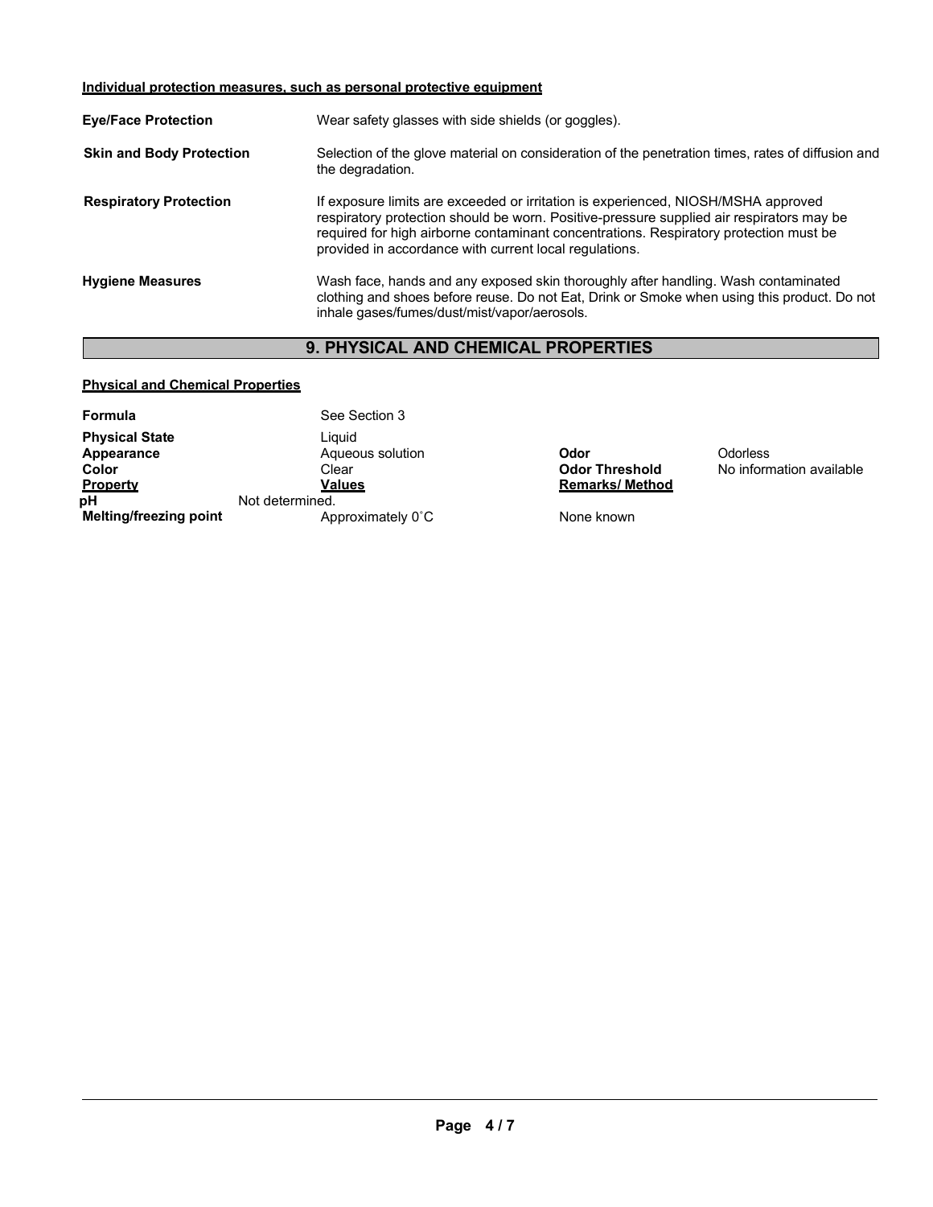**Individual protection measures, such as personal protective equipment**

| | |
|---|---|
| **Eye/Face Protection** | Wear safety glasses with side shields (or goggles). |
| **Skin and Body Protection** | Selection of the glove material on consideration of the penetration times, rates of diffusion and the degradation. |
| **Respiratory Protection** | If exposure limits are exceeded or irritation is experienced, NIOSH/MSHA approved respiratory protection should be worn. Positive-pressure supplied air respirators may be required for high airborne contaminant concentrations. Respiratory protection must be provided in accordance with current local regulations. |
| **Hygiene Measures** | Wash face, hands and any exposed skin thoroughly after handling. Wash contaminated clothing and shoes before reuse. Do not Eat, Drink or Smoke when using this product. Do not inhale gases/fumes/dust/mist/vapor/aerosols. |

## 9. PHYSICAL AND CHEMICAL PROPERTIES

**Physical and Chemical Properties**

| | | | |
|---|---|---|---|
| **Formula** | See Section 3 | | |
| **Physical State** | Liquid | | |
| **Appearance** | Aqueous solution | **Odor** | Odorless |
| **Color** | Clear | **Odor Threshold** | No information available |
| **Property** | **Values** | **Remarks/ Method** | |
| **pH** | Not determined. | | |
| **Melting/freezing point** | Approximately 0˚C | None known | |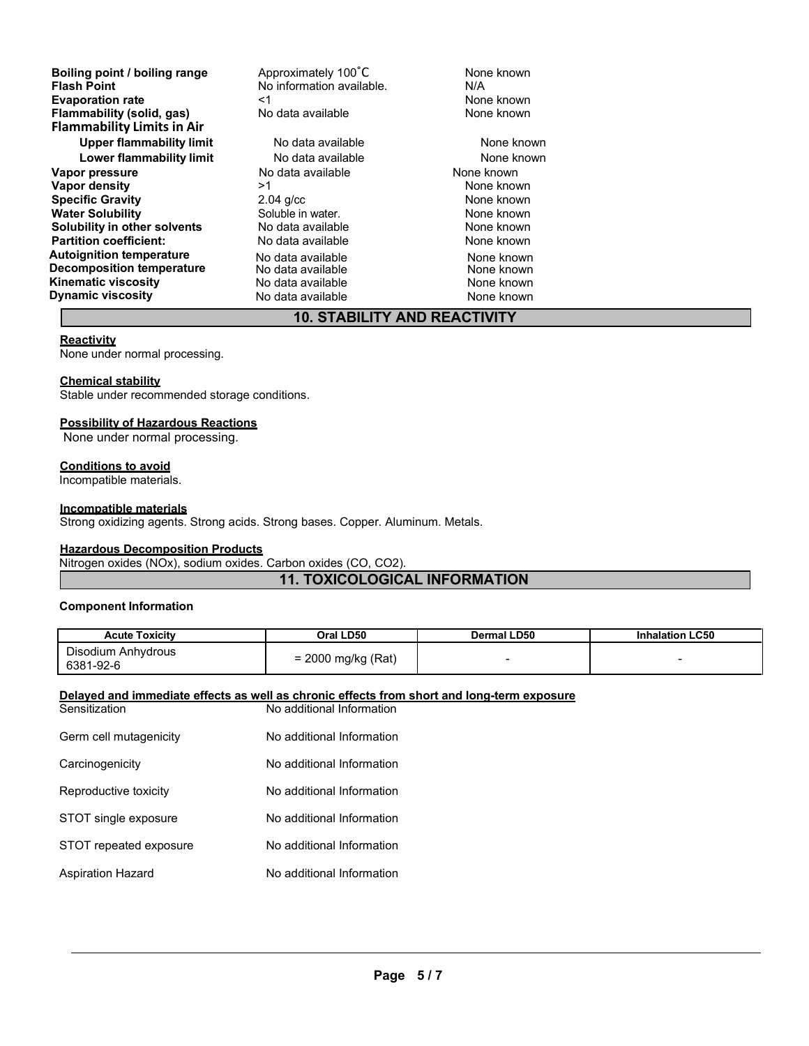| | | |
|---|---|---|
| **Boiling point / boiling range** | Approximately 100˚C | None known |
| **Flash Point** | No information available. | N/A |
| **Evaporation rate** | <1 | None known |
| **Flammability (solid, gas)** | No data available | None known |
| **Flammability Limits in Air** | | |
| **Upper flammability limit** | No data available | None known |
| **Lower flammability limit** | No data available | None known |
| **Vapor pressure** | No data available | None known |
| **Vapor density** | >1 | None known |
| **Specific Gravity** | 2.04 g/cc | None known |
| **Water Solubility** | Soluble in water. | None known |
| **Solubility in other solvents** | No data available | None known |
| **Partition coefficient:** | No data available | None known |
| **Autoignition temperature** | No data available | None known |
| **Decomposition temperature** | No data available | None known |
| **Kinematic viscosity** | No data available | None known |
| **Dynamic viscosity** | No data available | None known |

## 10. STABILITY AND REACTIVITY

**Reactivity**

None under normal processing.

**Chemical stability**

Stable under recommended storage conditions.

**Possibility of Hazardous Reactions**

None under normal processing.

**Conditions to avoid**

Incompatible materials.

**Incompatible materials**

Strong oxidizing agents. Strong acids. Strong bases. Copper. Aluminum. Metals.

**Hazardous Decomposition Products**

Nitrogen oxides (NOx), sodium oxides. Carbon oxides (CO, $CO_2$).

## 11. TOXICOLOGICAL INFORMATION

**Component Information**

| Acute Toxicity | Oral LD50 | Dermal LD50 | Inhalation LC50 |
|---|---|---|---|
| Disodium Anhydrous 6381-92-6 | = 2000 mg/kg (Rat) | - | - |

**Delayed and immediate effects as well as chronic effects from short and long-term exposure**

| | |
|---|---|
| Sensitization | No additional Information |
| Germ cell mutagenicity | No additional Information |
| Carcinogenicity | No additional Information |
| Reproductive toxicity | No additional Information |
| STOT single exposure | No additional Information |
| STOT repeated exposure | No additional Information |
| Aspiration Hazard | No additional Information |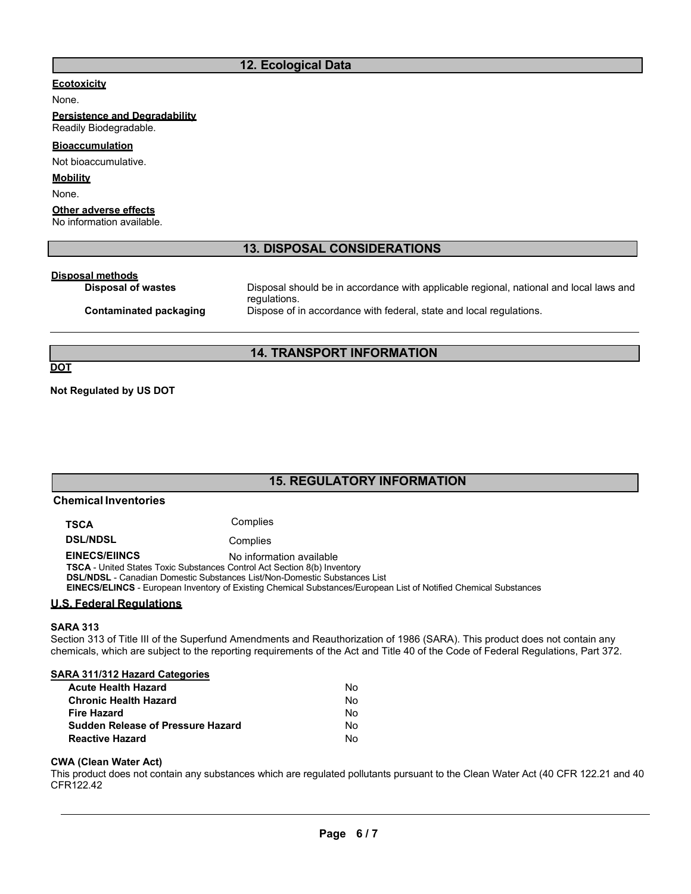## 12. Ecological Data

**Ecotoxicity**

None.

**Persistence and Degradability**

Readily Biodegradable.

**Bioaccumulation**

Not bioaccumulative.

**Mobility**

None.

**Other adverse effects**

No information available.

## 13. DISPOSAL CONSIDERATIONS

**Disposal methods**

| | |
|---|---|
| **Disposal of wastes** | Disposal should be in accordance with applicable regional, national and local laws and regulations. |
| **Contaminated packaging** | Dispose of in accordance with federal, state and local regulations. |

## 14. TRANSPORT INFORMATION

**DOT**

**Not Regulated by US DOT**

## 15. REGULATORY INFORMATION

**Chemical Inventories**

| | |
|---|---|
| **TSCA** | Complies |
| **DSL/NDSL** | Complies |
| **EINECS/EIINCS** | No information available |

**TSCA** - United States Toxic Substances Control Act Section 8(b) Inventory
**DSL/NDSL** - Canadian Domestic Substances List/Non-Domestic Substances List
**EINECS/ELINCS** - European Inventory of Existing Chemical Substances/European List of Notified Chemical Substances

**U.S. Federal Regulations**

**SARA 313**

Section 313 of Title III of the Superfund Amendments and Reauthorization of 1986 (SARA). This product does not contain any chemicals, which are subject to the reporting requirements of the Act and Title 40 of the Code of Federal Regulations, Part 372.

**SARA 311/312 Hazard Categories**

| | |
|---|---|
| **Acute Health Hazard** | No |
| **Chronic Health Hazard** | No |
| **Fire Hazard** | No |
| **Sudden Release of Pressure Hazard** | No |
| **Reactive Hazard** | No |

**CWA (Clean Water Act)**

This product does not contain any substances which are regulated pollutants pursuant to the Clean Water Act (40 CFR 122.21 and 40 CFR122.42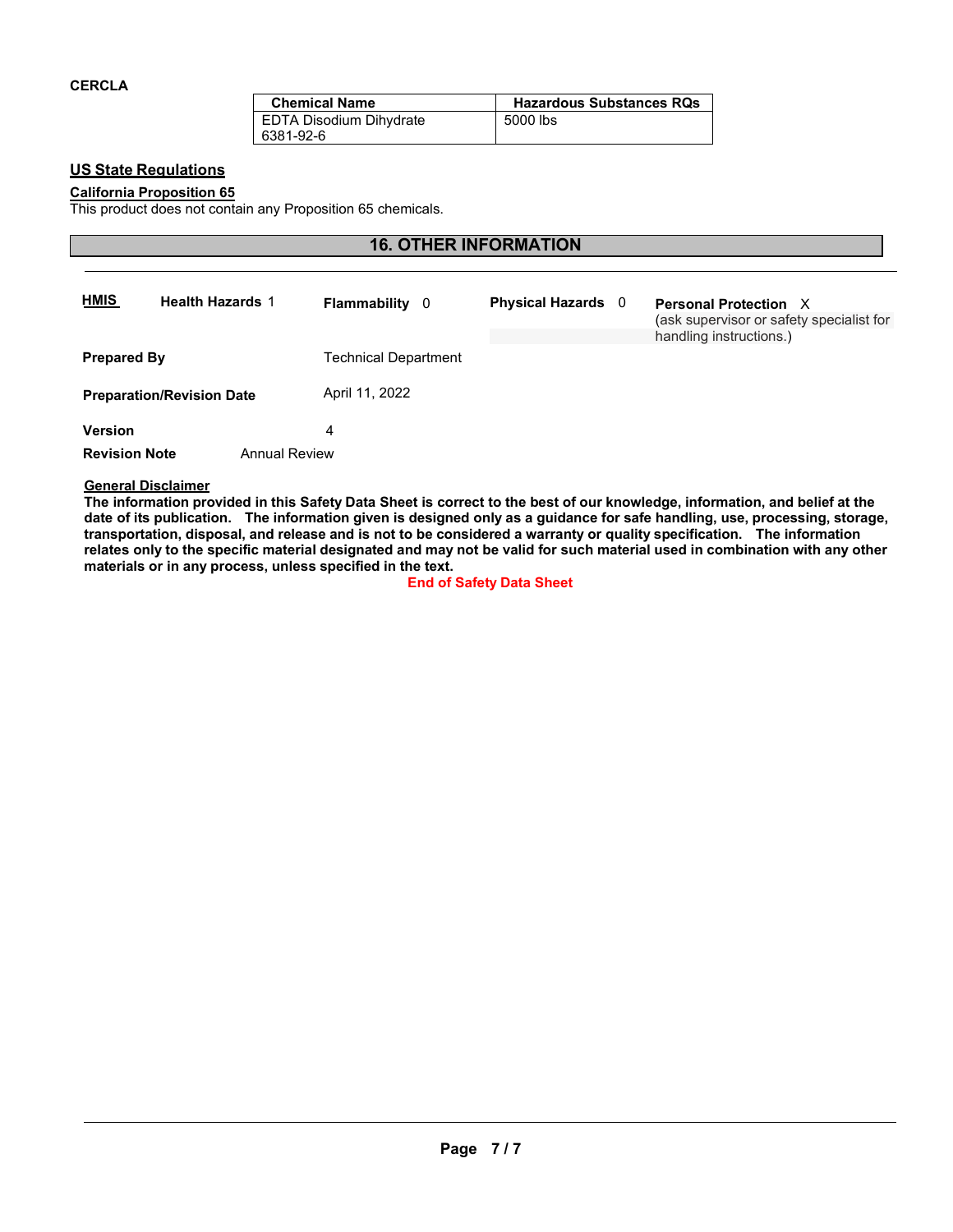**CERCLA**

| Chemical Name | Hazardous Substances RQs |
| --- | --- |
| EDTA Disodium Dihydrate<br>6381-92-6 | 5000 lbs |

## US State Regulations

**California Proposition 65**

This product does not contain any Proposition 65 chemicals.

## 16. OTHER INFORMATION

| HMIS | Health Hazards 1 | Flammability 0 | Physical Hazards 0 | Personal Protection X<br>(ask supervisor or safety specialist for handling instructions.) |
| --- | --- | --- | --- | --- |

**Prepared By** Technical Department

**Preparation/Revision Date** April 11, 2022

**Version** 4

**Revision Note** Annual Review

**General Disclaimer**

**The information provided in this Safety Data Sheet is correct to the best of our knowledge, information, and belief at the date of its publication. The information given is designed only as a guidance for safe handling, use, processing, storage, transportation, disposal, and release and is not to be considered a warranty or quality specification. The information relates only to the specific material designated and may not be valid for such material used in combination with any other materials or in any process, unless specified in the text.**

**End of Safety Data Sheet**